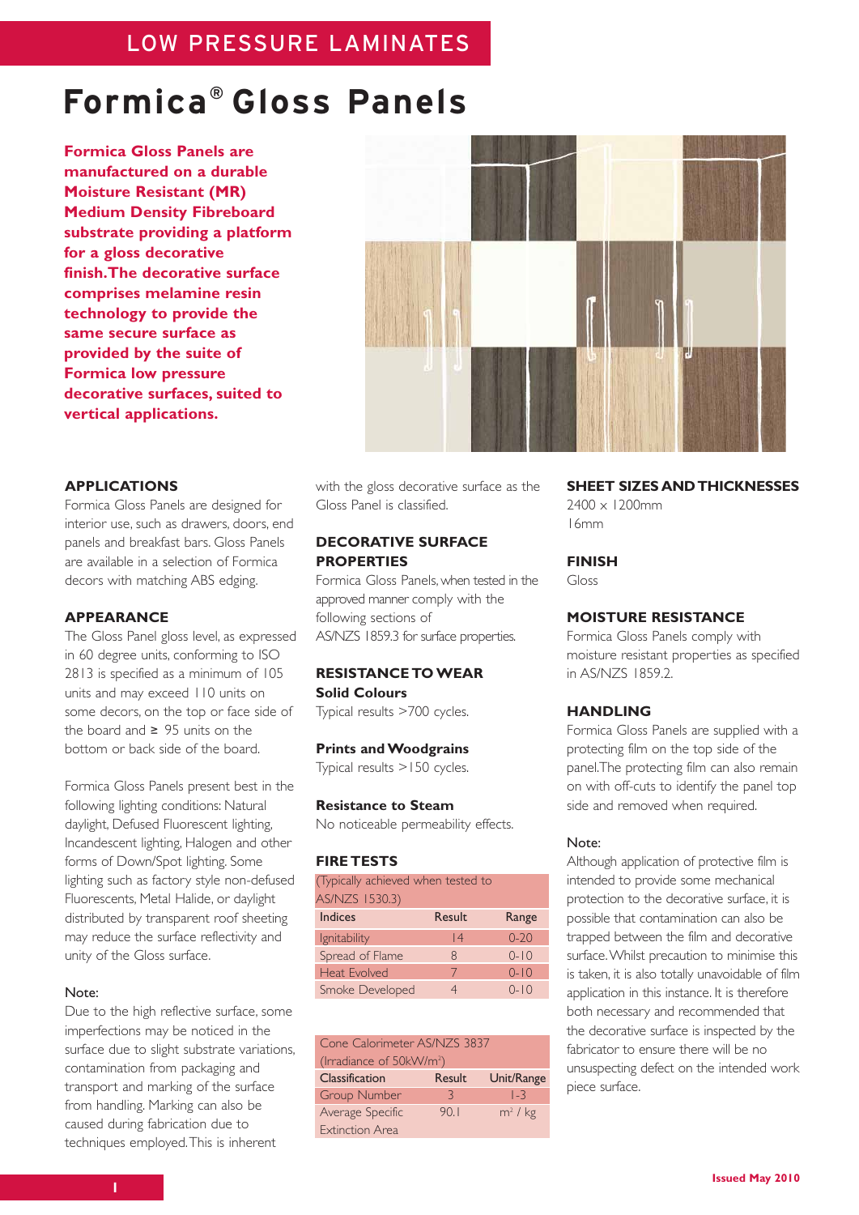LOW PRESSURE LAMINATES

# Formica® Gloss Panels

**Formica Gloss Panels are manufactured on a durable Moisture Resistant (MR) Medium Density Fibreboard substrate providing a platform for a gloss decorative finish. The decorative surface comprises melamine resin technology to provide the same secure surface as provided by the suite of Formica low pressure decorative surfaces, suited to vertical applications.**

## APPLICATIONS

Formica Gloss Panels are designed for interior use, such as drawers, doors, end panels and breakfast bars. Gloss Panels are available in a selection of Formica decors with matching ABS edging.

## APPEARANCE

The Gloss Panel gloss level, as expressed in 60 degree units, conforming to ISO 2813 is specified as a minimum of 105 units and may exceed 110 units on some decors, on the top or face side of the board and ≥ 95 units on the bottom or back side of the board.

Formica Gloss Panels present best in the following lighting conditions: Natural daylight, Defused Fluorescent lighting, Incandescent lighting, Halogen and other forms of Down/Spot lighting. Some lighting such as factory style non-defused Fluorescents, Metal Halide, or daylight distributed by transparent roof sheeting may reduce the surface reflectivity and unity of the Gloss surface.

Note:

Due to the high reflective surface, some imperfections may be noticed in the surface due to slight substrate variations, contamination from packaging and transport and marking of the surface from handling. Marking can also be caused during fabrication due to techniques employed. This is inherent with the gloss decorative surface as the Gloss Panel is classified.

## DECORATIVE SURFACE PROPERTIES

Formica Gloss Panels, when tested in the approved manner comply with the following sections of AS/NZS 1859.3 for surface properties.

## RESISTANCE TO WEAR

**Solid Colours**

Typical results >700 cycles.

**Prints and Woodgrains**

Typical results >150 cycles.

**Resistance to Steam**

No noticeable permeability effects.

## FIRE TESTS

| (Typically achieved when tested to AS/NZS 1530.3) | | |
|---|---|---|
| Indices | Result | Range |
| Ignitability | 14 | 0-20 |
| Spread of Flame | 8 | 0-10 |
| Heat Evolved | 7 | 0-10 |
| Smoke Developed | 4 | 0-10 |

| Cone Calorimeter AS/NZS 3837 (Irradiance of 50kW/m²) | | |
|---|---|---|
| Classification | Result | Unit/Range |
| Group Number | 3 | 1-3 |
| Average Specific Extinction Area | 90.1 | m² / kg |

## SHEET SIZES AND THICKNESSES

2400 x 1200mm
16mm

## FINISH

Gloss

## MOISTURE RESISTANCE

Formica Gloss Panels comply with moisture resistant properties as specified in AS/NZS 1859.2.

## HANDLING

Formica Gloss Panels are supplied with a protecting film on the top side of the panel. The protecting film can also remain on with off-cuts to identify the panel top side and removed when required.

Note:

Although application of protective film is intended to provide some mechanical protection to the decorative surface, it is possible that contamination can also be trapped between the film and decorative surface. Whilst precaution to minimise this is taken, it is also totally unavoidable of film application in this instance. It is therefore both necessary and recommended that the decorative surface is inspected by the fabricator to ensure there will be no unsuspecting defect on the intended work piece surface.

Issued May 2010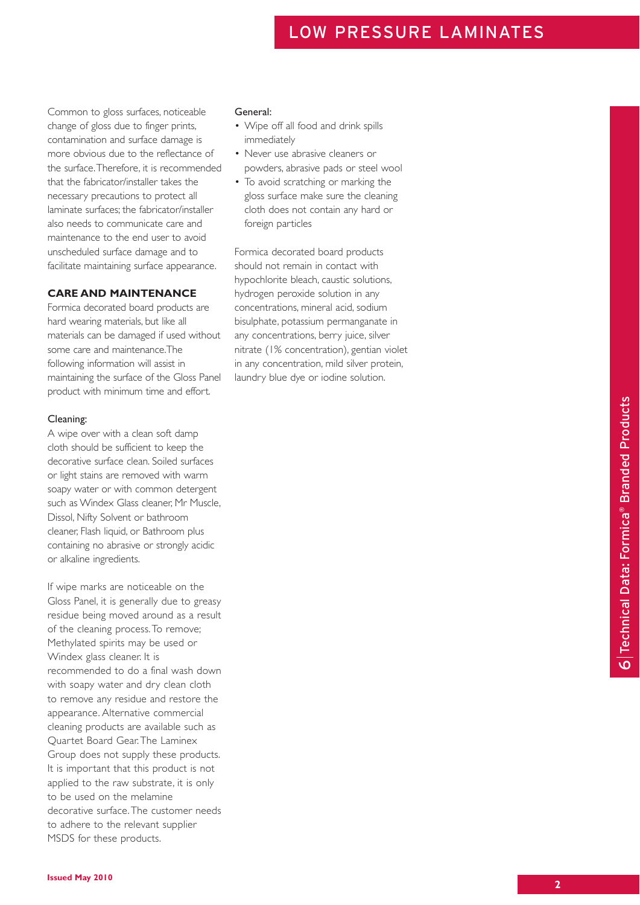Common to gloss surfaces, noticeable change of gloss due to finger prints, contamination and surface damage is more obvious due to the reflectance of the surface. Therefore, it is recommended that the fabricator/installer takes the necessary precautions to protect all laminate surfaces; the fabricator/installer also needs to communicate care and maintenance to the end user to avoid unscheduled surface damage and to facilitate maintaining surface appearance.

## CARE AND MAINTENANCE

Formica decorated board products are hard wearing materials, but like all materials can be damaged if used without some care and maintenance. The following information will assist in maintaining the surface of the Gloss Panel product with minimum time and effort.

### Cleaning:

A wipe over with a clean soft damp cloth should be sufficient to keep the decorative surface clean. Soiled surfaces or light stains are removed with warm soapy water or with common detergent such as Windex Glass cleaner, Mr Muscle, Dissol, Nifty Solvent or bathroom cleaner, Flash liquid, or Bathroom plus containing no abrasive or strongly acidic or alkaline ingredients.

If wipe marks are noticeable on the Gloss Panel, it is generally due to greasy residue being moved around as a result of the cleaning process. To remove; Methylated spirits may be used or Windex glass cleaner. It is recommended to do a final wash down with soapy water and dry clean cloth to remove any residue and restore the appearance. Alternative commercial cleaning products are available such as Quartet Board Gear. The Laminex Group does not supply these products. It is important that this product is not applied to the raw substrate, it is only to be used on the melamine decorative surface. The customer needs to adhere to the relevant supplier MSDS for these products.

### General:

- Wipe off all food and drink spills immediately
- Never use abrasive cleaners or powders, abrasive pads or steel wool
- To avoid scratching or marking the gloss surface make sure the cleaning cloth does not contain any hard or foreign particles

Formica decorated board products should not remain in contact with hypochlorite bleach, caustic solutions, hydrogen peroxide solution in any concentrations, mineral acid, sodium bisulphate, potassium permanganate in any concentrations, berry juice, silver nitrate (1% concentration), gentian violet in any concentration, mild silver protein, laundry blue dye or iodine solution.